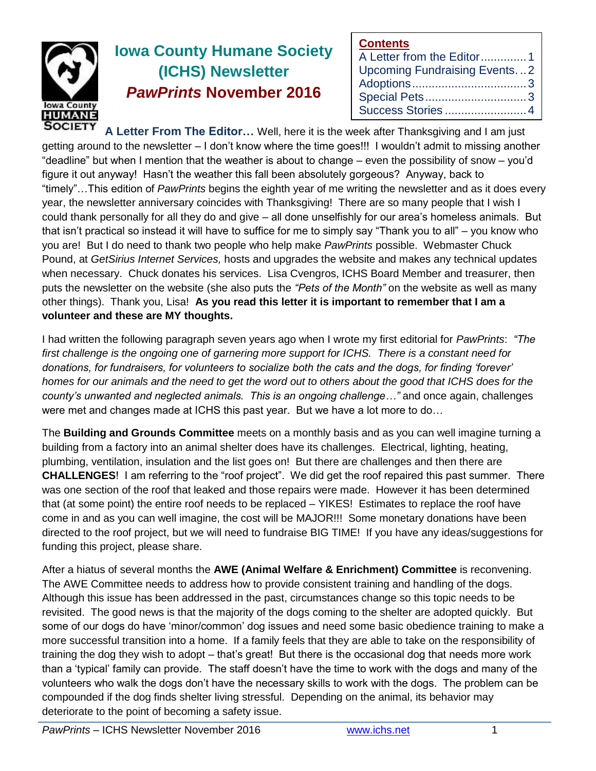# Iowa County Humane Society (ICHS) Newsletter *PawPrints* November 2016

**Contents**

- A Letter from the Editor .............. 1
- Upcoming Fundraising Events... 2
- Adoptions .................................. 3
- Special Pets .............................. 3
- Success Stories ......................... 4

**A Letter From The Editor…** Well, here it is the week after Thanksgiving and I am just getting around to the newsletter – I don't know where the time goes!!! I wouldn't admit to missing another "deadline" but when I mention that the weather is about to change – even the possibility of snow – you'd figure it out anyway! Hasn't the weather this fall been absolutely gorgeous? Anyway, back to "timely"…This edition of *PawPrints* begins the eighth year of me writing the newsletter and as it does every year, the newsletter anniversary coincides with Thanksgiving! There are so many people that I wish I could thank personally for all they do and give – all done unselfishly for our area's homeless animals. But that isn't practical so instead it will have to suffice for me to simply say "Thank you to all" – you know who you are! But I do need to thank two people who help make *PawPrints* possible. Webmaster Chuck Pound, at *GetSirius Internet Services,* hosts and upgrades the website and makes any technical updates when necessary. Chuck donates his services. Lisa Cvengros, ICHS Board Member and treasurer, then puts the newsletter on the website (she also puts the *"Pets of the Month"* on the website as well as many other things). Thank you, Lisa! **As you read this letter it is important to remember that I am a volunteer and these are MY thoughts.**

I had written the following paragraph seven years ago when I wrote my first editorial for *PawPrints*: *"The first challenge is the ongoing one of garnering more support for ICHS. There is a constant need for donations, for fundraisers, for volunteers to socialize both the cats and the dogs, for finding 'forever' homes for our animals and the need to get the word out to others about the good that ICHS does for the county's unwanted and neglected animals. This is an ongoing challenge…"* and once again, challenges were met and changes made at ICHS this past year. But we have a lot more to do…

The **Building and Grounds Committee** meets on a monthly basis and as you can well imagine turning a building from a factory into an animal shelter does have its challenges. Electrical, lighting, heating, plumbing, ventilation, insulation and the list goes on! But there are challenges and then there are **CHALLENGES**! I am referring to the "roof project". We did get the roof repaired this past summer. There was one section of the roof that leaked and those repairs were made. However it has been determined that (at some point) the entire roof needs to be replaced – YIKES! Estimates to replace the roof have come in and as you can well imagine, the cost will be MAJOR!!! Some monetary donations have been directed to the roof project, but we will need to fundraise BIG TIME! If you have any ideas/suggestions for funding this project, please share.

After a hiatus of several months the **AWE (Animal Welfare & Enrichment) Committee** is reconvening. The AWE Committee needs to address how to provide consistent training and handling of the dogs. Although this issue has been addressed in the past, circumstances change so this topic needs to be revisited. The good news is that the majority of the dogs coming to the shelter are adopted quickly. But some of our dogs do have 'minor/common' dog issues and need some basic obedience training to make a more successful transition into a home. If a family feels that they are able to take on the responsibility of training the dog they wish to adopt – that's great! But there is the occasional dog that needs more work than a 'typical' family can provide. The staff doesn't have the time to work with the dogs and many of the volunteers who walk the dogs don't have the necessary skills to work with the dogs. The problem can be compounded if the dog finds shelter living stressful. Depending on the animal, its behavior may deteriorate to the point of becoming a safety issue.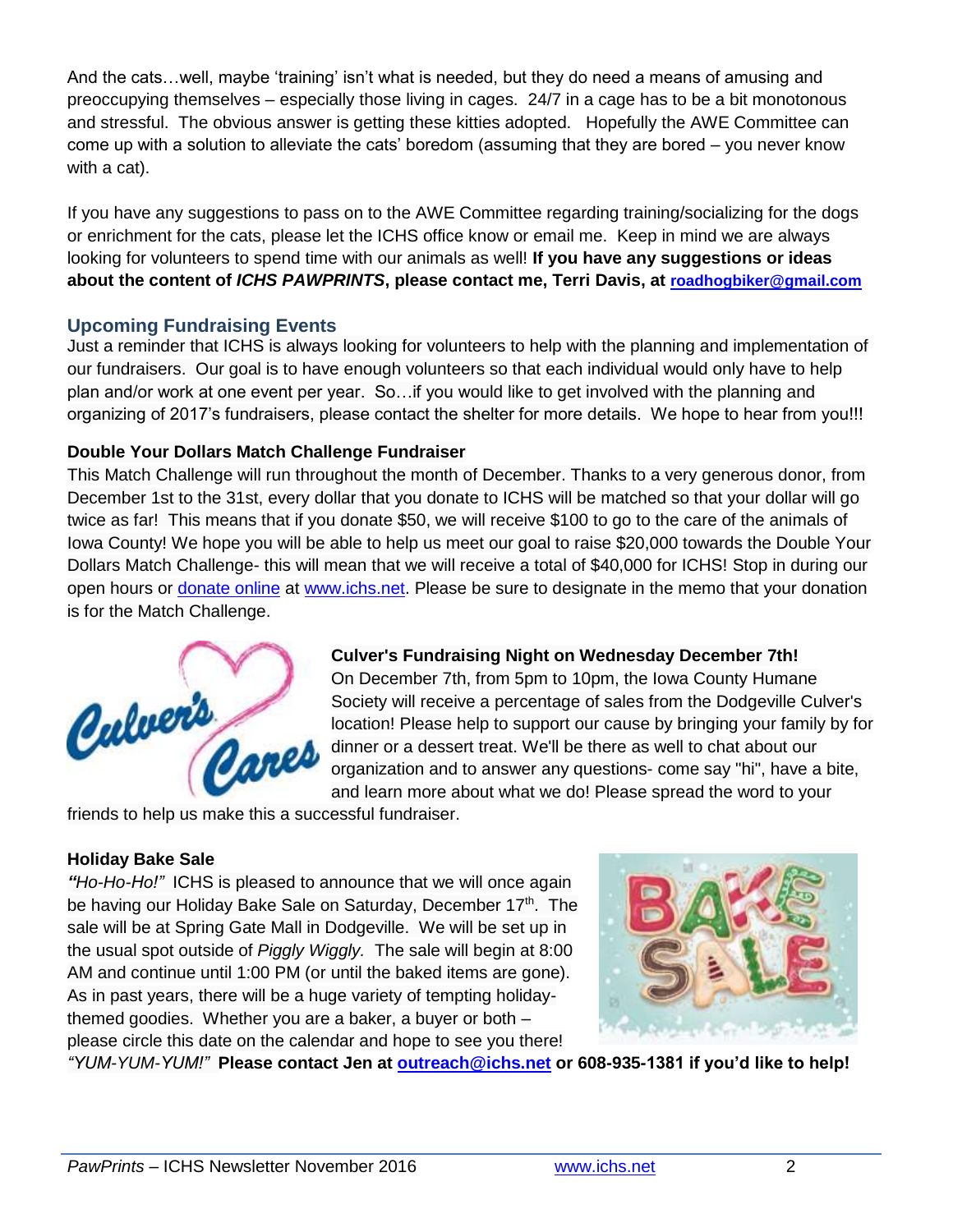And the cats…well, maybe 'training' isn't what is needed, but they do need a means of amusing and preoccupying themselves – especially those living in cages. 24/7 in a cage has to be a bit monotonous and stressful. The obvious answer is getting these kitties adopted. Hopefully the AWE Committee can come up with a solution to alleviate the cats' boredom (assuming that they are bored – you never know with a cat).

If you have any suggestions to pass on to the AWE Committee regarding training/socializing for the dogs or enrichment for the cats, please let the ICHS office know or email me. Keep in mind we are always looking for volunteers to spend time with our animals as well! **If you have any suggestions or ideas about the content of *ICHS PAWPRINTS*, please contact me, Terri Davis, at roadhogbiker@gmail.com**

## Upcoming Fundraising Events

Just a reminder that ICHS is always looking for volunteers to help with the planning and implementation of our fundraisers. Our goal is to have enough volunteers so that each individual would only have to help plan and/or work at one event per year. So…if you would like to get involved with the planning and organizing of 2017's fundraisers, please contact the shelter for more details. We hope to hear from you!!!

### Double Your Dollars Match Challenge Fundraiser

This Match Challenge will run throughout the month of December. Thanks to a very generous donor, from December 1st to the 31st, every dollar that you donate to ICHS will be matched so that your dollar will go twice as far! This means that if you donate $50, we will receive $100 to go to the care of the animals of Iowa County! We hope you will be able to help us meet our goal to raise $20,000 towards the Double Your Dollars Match Challenge- this will mean that we will receive a total of $40,000 for ICHS! Stop in during our open hours or donate online at www.ichs.net. Please be sure to designate in the memo that your donation is for the Match Challenge.

### Culver's Fundraising Night on Wednesday December 7th!

On December 7th, from 5pm to 10pm, the Iowa County Humane Society will receive a percentage of sales from the Dodgeville Culver's location! Please help to support our cause by bringing your family by for dinner or a dessert treat. We'll be there as well to chat about our organization and to answer any questions- come say "hi", have a bite, and learn more about what we do! Please spread the word to your friends to help us make this a successful fundraiser.

### Holiday Bake Sale

***"Ho-Ho-Ho!"*** ICHS is pleased to announce that we will once again be having our Holiday Bake Sale on Saturday, December 17th. The sale will be at Spring Gate Mall in Dodgeville. We will be set up in the usual spot outside of *Piggly Wiggly.* The sale will begin at 8:00 AM and continue until 1:00 PM (or until the baked items are gone). As in past years, there will be a huge variety of tempting holiday-themed goodies. Whether you are a baker, a buyer or both – please circle this date on the calendar and hope to see you there! *"YUM-YUM-YUM!"* **Please contact Jen at outreach@ichs.net or 608-935-1381 if you'd like to help!**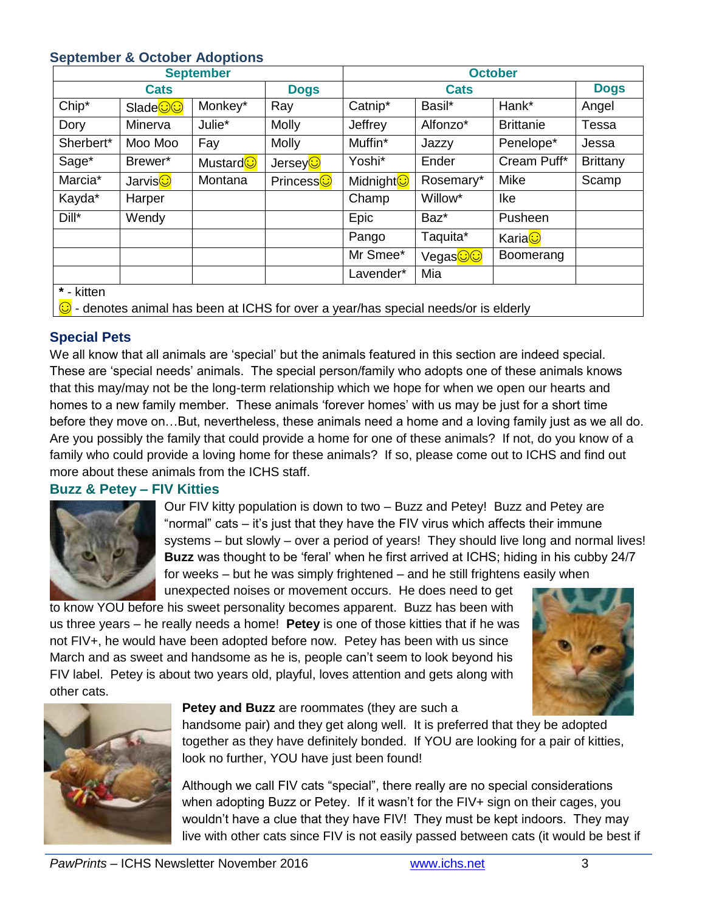### September & October Adoptions

| September | | | | October | | | |
|---|---|---|---|---|---|---|---|
| Cats | | | Dogs | Cats | | | Dogs |
| Chip* | Slade☺☺ | Monkey* | Ray | Catnip* | Basil* | Hank* | Angel |
| Dory | Minerva | Julie* | Molly | Jeffrey | Alfonzo* | Brittanie | Tessa |
| Sherbert* | Moo Moo | Fay | Molly | Muffin* | Jazzy | Penelope* | Jessa |
| Sage* | Brewer* | Mustard☺ | Jersey☺ | Yoshi* | Ender | Cream Puff* | Brittany |
| Marcia* | Jarvis☺ | Montana | Princess☺ | Midnight☺ | Rosemary* | Mike | Scamp |
| Kayda* | Harper | | | Champ | Willow* | Ike | |
| Dill* | Wendy | | | Epic | Baz* | Pusheen | |
| | | | | Pango | Taquita* | Karia☺ | |
| | | | | Mr Smee* | Vegas☺☺ | Boomerang | |
| | | | | Lavender* | Mia | | |

**\*** - kitten

☺ - denotes animal has been at ICHS for over a year/has special needs/or is elderly

### Special Pets

We all know that all animals are 'special' but the animals featured in this section are indeed special. These are 'special needs' animals. The special person/family who adopts one of these animals knows that this may/may not be the long-term relationship which we hope for when we open our hearts and homes to a new family member. These animals 'forever homes' with us may be just for a short time before they move on…But, nevertheless, these animals need a home and a loving family just as we all do. Are you possibly the family that could provide a home for one of these animals? If not, do you know of a family who could provide a loving home for these animals? If so, please come out to ICHS and find out more about these animals from the ICHS staff.

### Buzz & Petey – FIV Kitties

Our FIV kitty population is down to two – Buzz and Petey! Buzz and Petey are "normal" cats – it's just that they have the FIV virus which affects their immune systems – but slowly – over a period of years! They should live long and normal lives! **Buzz** was thought to be 'feral' when he first arrived at ICHS; hiding in his cubby 24/7 for weeks – but he was simply frightened – and he still frightens easily when unexpected noises or movement occurs. He does need to get to know YOU before his sweet personality becomes apparent. Buzz has been with us three years – he really needs a home! **Petey** is one of those kitties that if he was not FIV+, he would have been adopted before now. Petey has been with us since March and as sweet and handsome as he is, people can't seem to look beyond his FIV label. Petey is about two years old, playful, loves attention and gets along with other cats.

**Petey and Buzz** are roommates (they are such a handsome pair) and they get along well. It is preferred that they be adopted together as they have definitely bonded. If YOU are looking for a pair of kitties, look no further, YOU have just been found!

Although we call FIV cats "special", there really are no special considerations when adopting Buzz or Petey. If it wasn't for the FIV+ sign on their cages, you wouldn't have a clue that they have FIV! They must be kept indoors. They may live with other cats since FIV is not easily passed between cats (it would be best if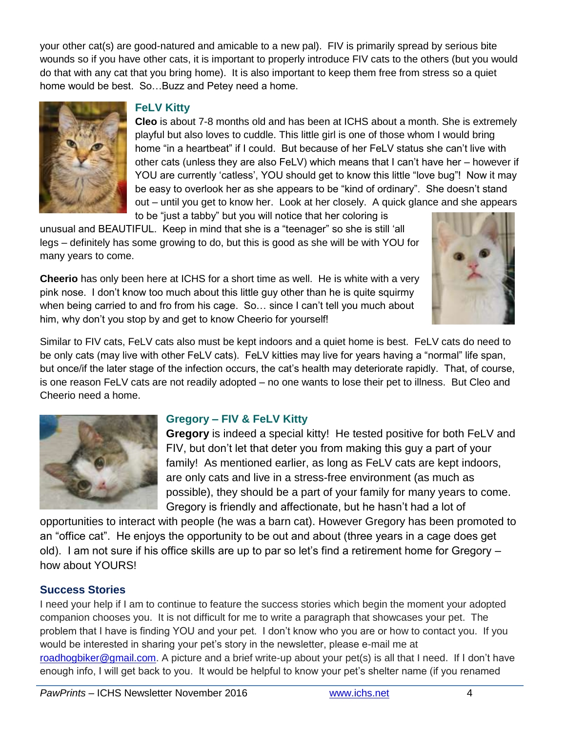your other cat(s) are good-natured and amicable to a new pal). FIV is primarily spread by serious bite wounds so if you have other cats, it is important to properly introduce FIV cats to the others (but you would do that with any cat that you bring home). It is also important to keep them free from stress so a quiet home would be best. So…Buzz and Petey need a home.

### FeLV Kitty

**Cleo** is about 7-8 months old and has been at ICHS about a month. She is extremely playful but also loves to cuddle. This little girl is one of those whom I would bring home "in a heartbeat" if I could. But because of her FeLV status she can't live with other cats (unless they are also FeLV) which means that I can't have her – however if YOU are currently 'catless', YOU should get to know this little "love bug"! Now it may be easy to overlook her as she appears to be "kind of ordinary". She doesn't stand out – until you get to know her. Look at her closely. A quick glance and she appears to be "just a tabby" but you will notice that her coloring is unusual and BEAUTIFUL. Keep in mind that she is a "teenager" so she is still 'all legs – definitely has some growing to do, but this is good as she will be with YOU for many years to come.

**Cheerio** has only been here at ICHS for a short time as well. He is white with a very pink nose. I don't know too much about this little guy other than he is quite squirmy when being carried to and fro from his cage. So… since I can't tell you much about him, why don't you stop by and get to know Cheerio for yourself!

Similar to FIV cats, FeLV cats also must be kept indoors and a quiet home is best. FeLV cats do need to be only cats (may live with other FeLV cats). FeLV kitties may live for years having a "normal" life span, but once/if the later stage of the infection occurs, the cat's health may deteriorate rapidly. That, of course, is one reason FeLV cats are not readily adopted – no one wants to lose their pet to illness. But Cleo and Cheerio need a home.

### Gregory – FIV & FeLV Kitty

**Gregory** is indeed a special kitty! He tested positive for both FeLV and FIV, but don't let that deter you from making this guy a part of your family! As mentioned earlier, as long as FeLV cats are kept indoors, are only cats and live in a stress-free environment (as much as possible), they should be a part of your family for many years to come. Gregory is friendly and affectionate, but he hasn't had a lot of opportunities to interact with people (he was a barn cat). However Gregory has been promoted to an "office cat". He enjoys the opportunity to be out and about (three years in a cage does get old). I am not sure if his office skills are up to par so let's find a retirement home for Gregory – how about YOURS!

### Success Stories

I need your help if I am to continue to feature the success stories which begin the moment your adopted companion chooses you. It is not difficult for me to write a paragraph that showcases your pet. The problem that I have is finding YOU and your pet. I don't know who you are or how to contact you. If you would be interested in sharing your pet's story in the newsletter, please e-mail me at roadhogbiker@gmail.com. A picture and a brief write-up about your pet(s) is all that I need. If I don't have enough info, I will get back to you. It would be helpful to know your pet's shelter name (if you renamed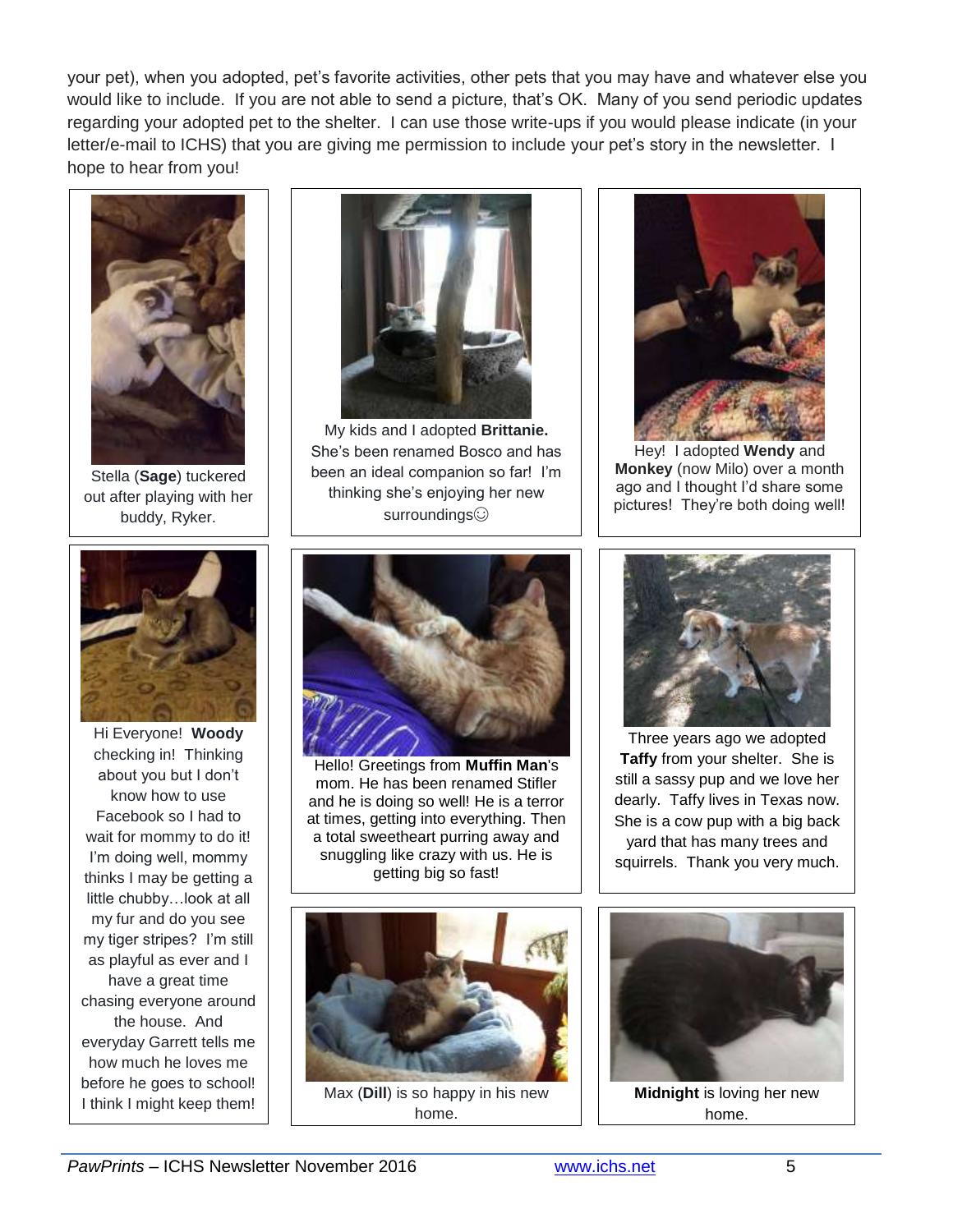your pet), when you adopted, pet's favorite activities, other pets that you may have and whatever else you would like to include. If you are not able to send a picture, that's OK. Many of you send periodic updates regarding your adopted pet to the shelter. I can use those write-ups if you would please indicate (in your letter/e-mail to ICHS) that you are giving me permission to include your pet's story in the newsletter. I hope to hear from you!

Stella (**Sage**) tuckered out after playing with her buddy, Ryker.

My kids and I adopted **Brittanie.** She's been renamed Bosco and has been an ideal companion so far! I'm thinking she's enjoying her new surroundings☺

Hey! I adopted **Wendy** and **Monkey** (now Milo) over a month ago and I thought I'd share some pictures! They're both doing well!

Hi Everyone! **Woody** checking in! Thinking about you but I don't know how to use Facebook so I had to wait for mommy to do it! I'm doing well, mommy thinks I may be getting a little chubby…look at all my fur and do you see my tiger stripes? I'm still as playful as ever and I have a great time chasing everyone around the house. And everyday Garrett tells me how much he loves me before he goes to school! I think I might keep them!

Hello! Greetings from **Muffin Man**'s mom. He has been renamed Stifler and he is doing so well! He is a terror at times, getting into everything. Then a total sweetheart purring away and snuggling like crazy with us. He is getting big so fast!

Three years ago we adopted **Taffy** from your shelter. She is still a sassy pup and we love her dearly. Taffy lives in Texas now. She is a cow pup with a big back yard that has many trees and squirrels. Thank you very much.

Max (**Dill**) is so happy in his new home.

**Midnight** is loving her new home.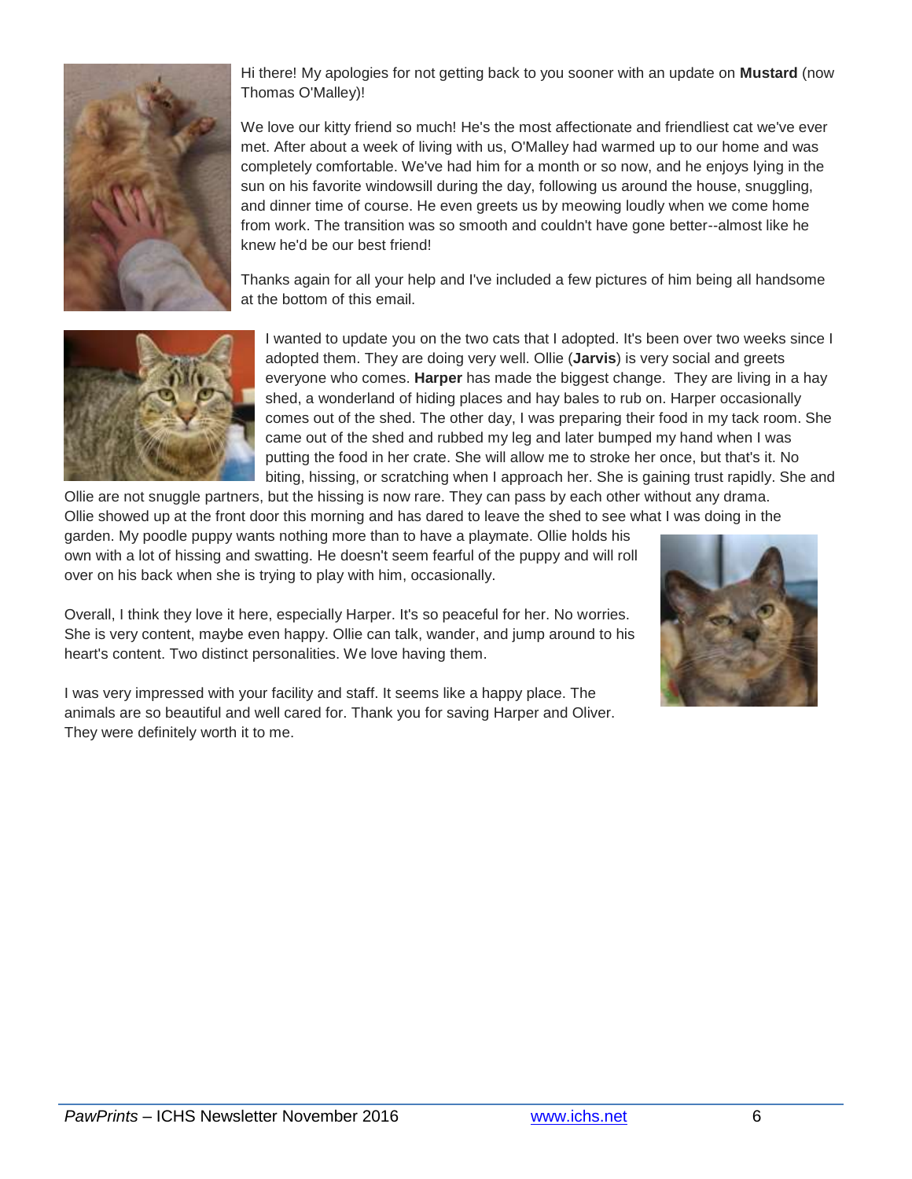Hi there! My apologies for not getting back to you sooner with an update on **Mustard** (now Thomas O'Malley)!

We love our kitty friend so much! He's the most affectionate and friendliest cat we've ever met. After about a week of living with us, O'Malley had warmed up to our home and was completely comfortable. We've had him for a month or so now, and he enjoys lying in the sun on his favorite windowsill during the day, following us around the house, snuggling, and dinner time of course. He even greets us by meowing loudly when we come home from work. The transition was so smooth and couldn't have gone better--almost like he knew he'd be our best friend!

Thanks again for all your help and I've included a few pictures of him being all handsome at the bottom of this email.

I wanted to update you on the two cats that I adopted. It's been over two weeks since I adopted them. They are doing very well. Ollie (**Jarvis**) is very social and greets everyone who comes. **Harper** has made the biggest change. They are living in a hay shed, a wonderland of hiding places and hay bales to rub on. Harper occasionally comes out of the shed. The other day, I was preparing their food in my tack room. She came out of the shed and rubbed my leg and later bumped my hand when I was putting the food in her crate. She will allow me to stroke her once, but that's it. No biting, hissing, or scratching when I approach her. She is gaining trust rapidly. She and Ollie are not snuggle partners, but the hissing is now rare. They can pass by each other without any drama. Ollie showed up at the front door this morning and has dared to leave the shed to see what I was doing in the garden. My poodle puppy wants nothing more than to have a playmate. Ollie holds his own with a lot of hissing and swatting. He doesn't seem fearful of the puppy and will roll over on his back when she is trying to play with him, occasionally.

Overall, I think they love it here, especially Harper. It's so peaceful for her. No worries. She is very content, maybe even happy. Ollie can talk, wander, and jump around to his heart's content. Two distinct personalities. We love having them.

I was very impressed with your facility and staff. It seems like a happy place. The animals are so beautiful and well cared for. Thank you for saving Harper and Oliver. They were definitely worth it to me.